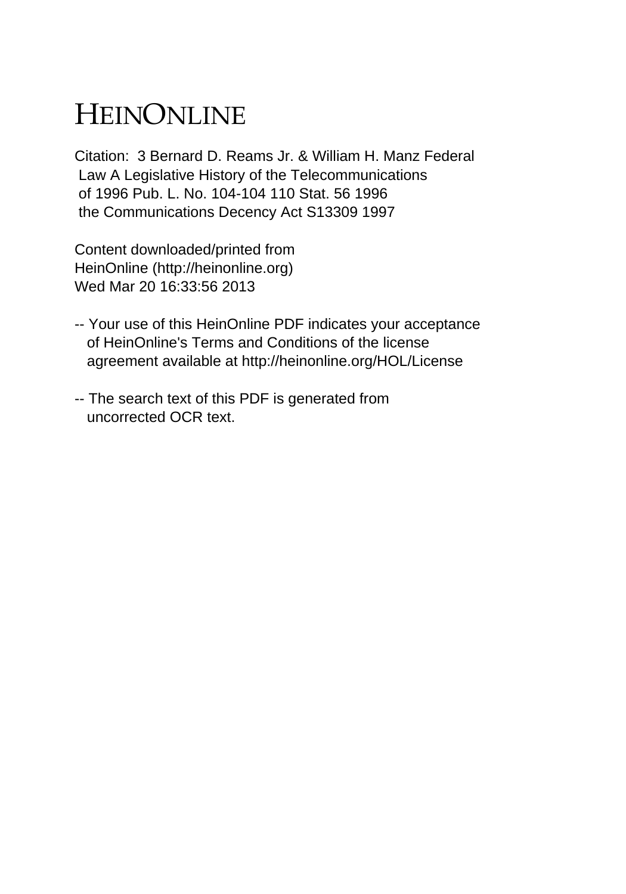# HEINONLINE

Citation: 3 Bernard D. Reams Jr. & William H. Manz Federal Law A Legislative History of the Telecommunications of 1996 Pub. L. No. 104-104 110 Stat. 56 1996 the Communications Decency Act S13309 1997

Content downloaded/printed from HeinOnline (http://heinonline.org) Wed Mar 20 16:33:56 2013

-- Your use of this HeinOnline PDF indicates your acceptance of HeinOnline's Terms and Conditions of the license agreement available at http://heinonline.org/HOL/License

-- The search text of this PDF is generated from uncorrected OCR text.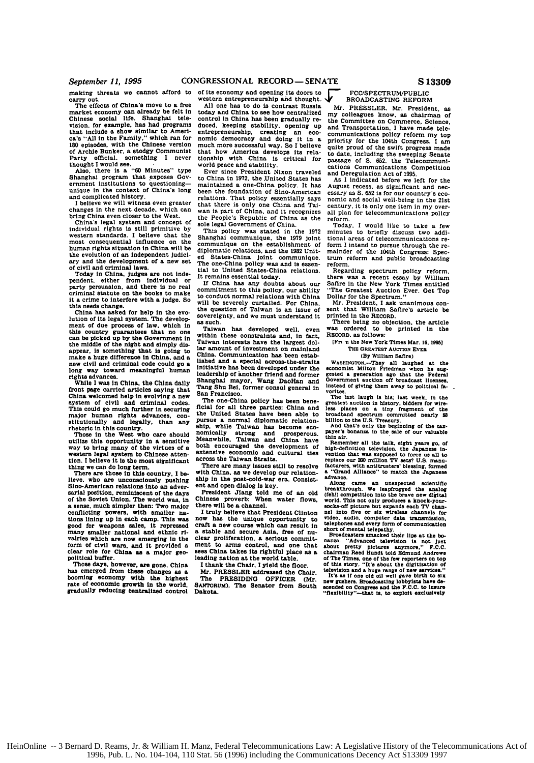making threats we cannot afford to carry out.

The effects of China's move to a free market economy can already be felt in Chinese social life. Shanghai television, for example, has had programs that include a show similar to America's "All in the Family," which ran for 180 episodes, with the Chinese version of Archie Bunker, a stodgy Communist Party official, something I never thought I would see.

Also, there is a "60 Minutes" type Shanghai program that exposes Government institutions to questioning—unique in the context of China's long and complicated history.

I believe we will witness even greater changes in the next decade, which can bring China even closer to the West.

China's legal system and concept of individual rights is still primitive by western standards. I believe that the most consequential influence on the human rights situation in China will be the evolution of an independent judiciary and the development of a new set of civil and criminal laws.

Today in China, judges are not independent, either from individual or party persuasion, and there is no real criminal statute on the books to make it a crime to interfere with a judge. So this needs change.

China has asked for help in the evolution of its legal system. The development of due process of law, which in this country guarantees that no one can be picked up by the Government in the middle of the night and simply disappear, is something that is going to make a huge difference in China, and a new civil and criminal code could go a long way toward meaningful human rights advances.

While I was in China, the China daily front page carried articles saying that China welcomed help in evolving a new system of civil and criminal codes. This could go much further in securing major human rights advances, constitutionally and legally, than any rhetoric in this country.

Those in the West who care should utilize this opportunity in a sensitive way to bring many of the virtues of a western legal system to Chinese attention. I believe it is the most significant thing we can do long term.

There are those in this country, I believe, who are unconsciously pushing Sino-American relations into an adversarial position, reminiscent of the days of the Soviet Union. The world was, in a sense, much simpler then: Two major conflicting powers, with smaller nations lining up in each camp. This was good for weapons sales, it repressed many smaller national and ethnic rivalries which are now emerging in the form of civil wars, and it provided a clear role for China as a major geopolitical buffer.

Those days, however, are gone. China has emerged from these changes as a booming economy with the highest rate of economic growth in the world, gradually reducing centralized control of its economy and opening its doors to western entrepreneurship and thought.

All one has to do is contrast Russia today and China to see how centralized control in China has been gradually reduced, keeping stability, opening up entrepreneurship, creating an economic democracy and doing it in a much more successful way. So I believe that how America develops its relationship with China is critical for world peace and stability.

Ever since President Nixon traveled to China in 1972, the United States has maintained a one-China policy. It has been the foundation of Sino-American relations. That policy essentially says that there is only one China and Taiwan is part of China, and it recognizes the People's Republic of China as the sole legal Government of China.

This policy was stated in the 1972 Shanghai communique, the 1979 joint communique on the establishment of diplomatic relations, and the 1982 United States-China joint communique. The one-China policy was and is essential to United States-China relations. It remains essential today.

If China has any doubts about our commitment to this policy, our ability to conduct normal relations with China will be severely curtailed. For China, the question of Taiwan is an issue of sovereignty, and we must understand it as such.

Taiwan has developed well, even within these constraints and, in fact, Taiwan interests have the largest dollar amount of investment on mainland China. Communication has been established and a special across-the-straits initiative has been developed under the leadership of another friend and former Shanghai mayor, Wang DaoHan and Tang Shu Bei, former consul general in San Francisco.

The one-China policy has been beneficial for all three parties: China and the United States have been able to pursue a normal diplomatic relationship, while Taiwan has become economically strong and prosperous. Meanwhile, Taiwan and China have both encouraged the development of extensive economic and cultural ties across the Taiwan Straits.

There are many issues still to resolve with China, as we develop our relationship in the post-cold-war era. Consistent and open dialog is key.

President Jiang told me of an old Chinese proverb: When water flows, there will be a channel.

I truly believe that President Clinton now has the unique opportunity to craft a new course which can result in a stable and secure Asia, free of nuclear proliferation, a serious commitment to arms control, and one that sees China takes its rightful place as a leading nation at the world table.

I thank the Chair. I yield the floor.

Mr. PRESSLER addressed the Chair.

The PRESIDING OFFICER (Mr. SANTORUM). The Senator from South Dakota.

## FCC/SPECTRUM/PUBLIC BROADCASTING REFORM

Mr. PRESSLER. Mr. President, as my colleagues know, as chairman of the Committee on Commerce, Science, and Transportation, I have made telecommunications policy reform my top priority for the 104th Congress. I am quite proud of the swift progress made to date, including the sweeping Senate passage of S. 652, the Telecommunications Communications Competition and Deregulation Act of 1995.

As I indicated before we left for the August recess, as significant and necessary as S. 652 is for our country's economic and social well-being in the 21st century, it is only one item in my overall plan for telecommunications policy reform.

Today, I would like to take a few minutes to briefly discuss two additional areas of telecommunications reform I intend to pursue through the remainder of the 104th Congress: Spectrum reform and public broadcasting reform.

Regarding spectrum policy reform, there was a recent essay by William Safire in the New York Times entitled "The Greatest Auction Ever. Get Top Dollar for the Spectrum."

Mr. President, I ask unanimous consent that William Safire's article be printed in the RECORD.

There being no objection, the article was ordered to be printed in the RECORD, as follows:

[From the New York Times Mar. 16, 1995]

### THE GREATEST AUCTION EVER

(By William Safire)

WASHINGTON.—They all laughed at the economist Milton Friedman when he suggested a generation ago that the Federal Government auction off broadcast licenses, instead of giving them away to political favorites.

The last laugh is his; last week, in the greatest auction in history, bidders for wireless places on a tiny fragment of the broadband spectrum committed nearly $8 billion to the U.S. Treasury.

And that's only the beginning of the taxpayer's bonanza in the sale of our valuable thin air.

Remember all the talk, eight years go, of high-definition television, the Japanese invention that was supposed to force us all to replace our 200 million TV sets? U.S. manufacturers, with antitrusters' blessing, formed a "Grand Alliance" to match the Japanese advance.

Along came an unexpected scientific breakthrough. We leapfrogged the analog (feh!) competition into the brave new digital world. This not only produces a knock-your-socks-off picture but expands each TV channel into five or six wireless channels for video, audio, computer data transmission, telephones and every form of communication short of mental telepathy.

Broadcasters smacked their lips at the bonanza. "Advanced television is not just about pretty pictures anymore," F.C.C. chairman Reed Hundt told Edmund Andrews of The Times, one of the few reporters on top of this story. "It's about the digitization of television and a huge range of new services."

It's as if one old oil well gave birth to six new gushers. Broadcasting lobbyists have descended on Congress and the F.C.C. to insure "flexibility"—that is, to exploit exclusively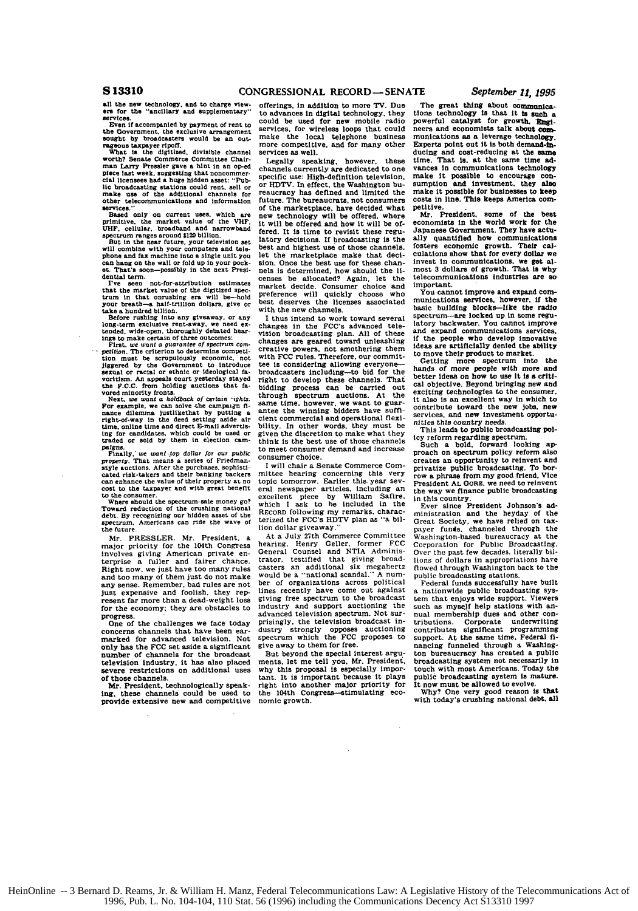all the new technology, and to charge viewers for the "ancillary and supplementary" services.

Even if accompanied by payment of rent to the Government, the exclusive arrangement sought by broadcasters would be an outrageous taxpayer ripoff.

What is the digitized, divisible channel worth? Senate Commerce Committee Chairman Larry Pressler gave a hint in an op-ed piece last week, suggesting that noncommercial licensees had a huge hidden asset: "Public broadcasting stations could rent, sell or make use of the additional channels for other telecommunications and information services."

Based only on current uses, which are primitive, the market value of the VHF, UHF, cellular, broadband and narrowband spectrum ranges around $120 billion.

But in the near future, your television set will combine with your computers and telephone and fax machine into a single unit you can hang on the wall or fold up in your pocket. That's soon—possibly in the next Presidential term.

I've seen not-for-attribution estimates that the market value of the digitized spectrum in that onrushing era will be—hold your breath—a half-trillion dollars, give or take a hundred billion.

Before rushing into any giveaway, or any long-term exclusive rent-away, we need extended, wide-open, thoroughly debated hearings to make certain of three outcomes:

First, *we want a guarantee of spectrum competition.* The criterion to determine competition must be scrupulously economic, not jiggered by the Government to introduce sexual or racial or ethnic or ideological favoritism. An appeals court yesterday stayed the F.C.C. from holding auctions that favored minority fronts.

Next, *we want a holdback of certain rights.* For example, we can solve the campaign finance dilemma justlikethat by putting a right-of-way in the deed setting aside air time, online time and direct E-mail advertising for candidates, which could be used or traded or sold by them in election campaigns.

Finally, *we want top dollar for our public property.* That means a series of Friedman-style auctions. After the purchases, sophisticated risk-takers and their banking backers can enhance the value of their property at no cost to the taxpayer and with great benefit to the consumer.

Where should the spectrum-sale money go? Toward reduction of the crushing national debt. By recognizing our hidden asset of the spectrum, Americans can ride the wave of the future.

Mr. PRESSLER. Mr. President, a major priority for the 104th Congress involves giving American private enterprise a fuller and fairer chance. Right now, we just have too many rules and too many of them just do not make any sense. Remember, bad rules are not just expensive and foolish, they represent far more than a dead-weight loss for the economy; they are obstacles to progress.

One of the challenges we face today concerns channels that have been earmarked for advanced television. Not only has the FCC set aside a significant number of channels for the broadcast television industry, it has also placed severe restrictions on additional uses of those channels.

Mr. President, technologically speaking, these channels could be used to provide extensive new and competitive offerings, in addition to more TV. Due to advances in digital technology, they could be used for new mobile radio services, for wireless loops that could make the local telephone business more competitive, and for many other services as well.

Legally speaking, however, these channels currently are dedicated to one specific use: High-definition television, or HDTV. In effect, the Washington bureaucracy has defined and limited the future. The bureaucrats, not consumers of the marketplace, have decided what new technology will be offered, where it will be offered and how it will be offered. It is time to revisit these regulatory decisions. If broadcasting is the best and highest use of those channels, let the marketplace make that decision. Once the best use for these channels is determined, how should the licenses be allocated? Again, let the market decide. Consumer choice and preference will quickly choose who best deserves the licenses associated with the new channels.

I thus intend to work toward several changes in the FCC's advanced television broadcasting plan. All of these changes are geared toward unleashing creative powers, not smothering them with FCC rules. Therefore, our committee is considering allowing everyone—broadcasters including—to bid for the right to develop these channels. That bidding process can be carried out through spectrum auctions. At the same time, however, we want to guarantee the winning bidders have sufficient commercial and operational flexibility. In other words, they must be given the discretion to make what they think is the best use of those channels to meet consumer demand and increase consumer choice.

I will chair a Senate Commerce Committee hearing concerning this very topic tomorrow. Earlier this year several newspaper articles, including an excellent piece by William Safire, which I ask to be included in the RECORD following my remarks, characterized the FCC's HDTV plan as "a billion dollar giveaway."

At a July 27th Commerce Committee hearing, Henry Geller, former FCC General Counsel and NTIA Administrator, testified that giving broadcasters an additional six megahertz would be a "national scandal." A number of organizations across political lines recently have come out against giving free spectrum to the broadcast industry and support auctioning the advanced television spectrum. Not surprisingly, the television broadcast industry strongly opposes auctioning spectrum which the FCC proposes to give away to them for free.

But beyond the special interest arguments, let me tell you, Mr. President, why this proposal is especially important. It is important because it plays right into another major priority for the 104th Congress—stimulating economic growth.

The great thing about communications technology is that it is such a powerful catalyst for growth. Engineers and economists talk about communications as a leverage technology. Experts point out it is both demand-inducing and cost-reducing at the same time. That is, at the same time advances in communications technology make it possible to encourage consumption and investment, they also make it possible for businesses to keep costs in line. This keeps America competitive.

Mr. President, some of the best economists in the world work for the Japanese Government. They have actually quantified how communications fosters economic growth. Their calculations show that for every dollar we invest in communications, we get almost 3 dollars of growth. That is why telecommunications industries are so important.

You cannot improve and expand communications services, however, if the basic building blocks—like the radio spectrum—are locked up in some regulatory backwater. You cannot improve and expand communications services, if the people who develop innovative ideas are artificially denied the ability to move their product to market.

Getting more spectrum into the hands of more people with more and better ideas on how to use it is a critical objective. Beyond bringing new and exciting technologies to the consumer, it also is an excellent way in which to contribute toward the new jobs, new services, and new investment opportunities this country needs.

This leads to public broadcasting policy reform regarding spectrum.

Such a bold, forward looking approach on spectrum policy reform also creates an opportunity to reinvent and privatize public broadcasting. To borrow a phrase from my good friend, Vice President AL GORE, we need to reinvent the way we finance public broadcasting in this country.

Ever since President Johnson's administration and the heyday of the Great Society, we have relied on taxpayer funds, channeled through the Washington-based bureaucracy at the Corporation for Public Broadcasting. Over the past few decades, literally billions of dollars in appropriations have flowed through Washington back to the public broadcasting stations.

Federal funds successfully have built a nationwide public broadcasting system that enjoys wide support. Viewers such as myself help stations with annual membership dues and other contributions. Corporate underwriting contributes significant programming support. At the same time, Federal financing funneled through a Washington bureaucracy has created a public broadcasting system not necessarily in touch with most Americans. Today the public broadcasting system is mature. It now must be allowed to evolve.

Why? One very good reason is that with today's crushing national debt, all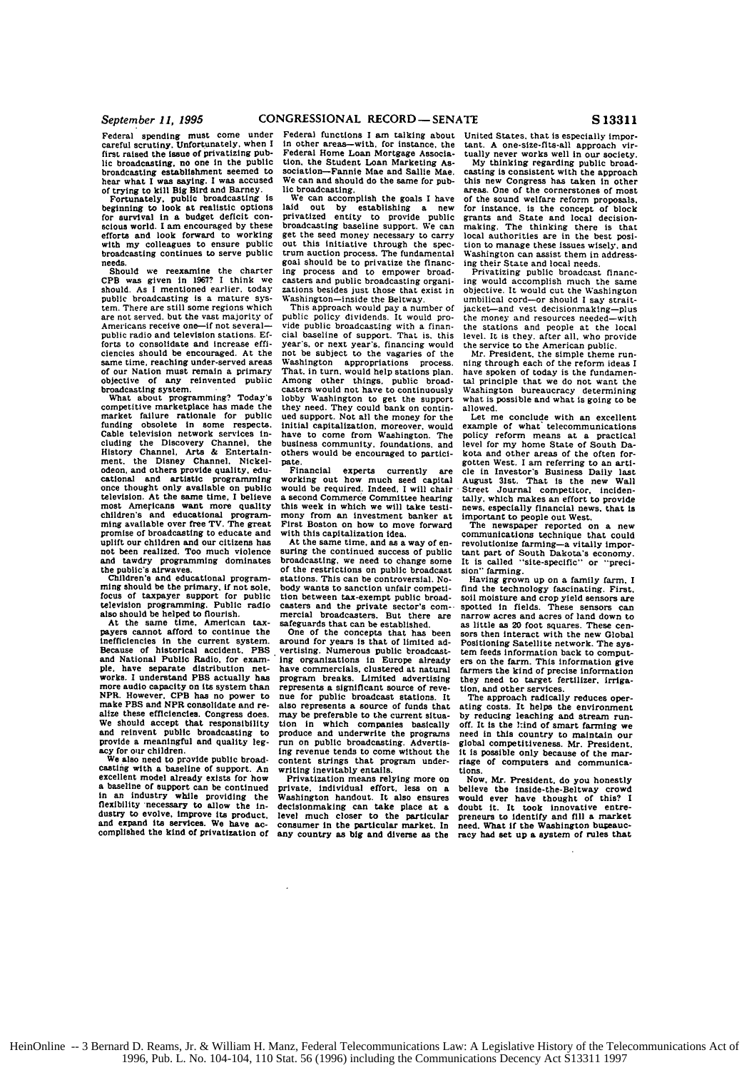Federal spending must come under careful scrutiny. Unfortunately, when I first raised the issue of privatizing public broadcasting, no one in the public broadcasting establishment seemed to hear what I was saying. I was accused of trying to kill Big Bird and Barney.

Fortunately, public broadcasting is beginning to look at realistic options for survival in a budget deficit conscious world. I am encouraged by these efforts and look forward to working with my colleagues to ensure public broadcasting continues to serve public needs.

Should we reexamine the charter CPB was given in 1967? I think we should. As I mentioned earlier, today public broadcasting is a mature system. There are still some regions which are not served, but the vast majority of Americans receive one—if not several—public radio and television stations. Efforts to consolidate and increase efficiencies should be encouraged. At the same time, reaching under-served areas of our Nation must remain a primary objective of any reinvented public broadcasting system.

What about programming? Today's competitive marketplace has made the market failure rationale for public funding obsolete in some respects. Cable television network services including the Discovery Channel, the History Channel, Arts & Entertainment, the Disney Channel, Nickelodeon, and others provide quality, educational and artistic programming once thought only available on public television. At the same time, I believe most Americans want more quality children's and educational programming available over free TV. The great promise of broadcasting to educate and uplift our children and our citizens has not been realized. Too much violence and tawdry programming dominates the public's airwaves.

Children's and educational programming should be the primary, if not sole, focus of taxpayer support for public television programming. Public radio also should be helped to flourish.

At the same time, American taxpayers cannot afford to continue the inefficiencies in the current system. Because of historical accident, PBS and National Public Radio, for example, have separate distribution networks. I understand PBS actually has more audio capacity on its system than NPR. However, CPB has no power to make PBS and NPR consolidate and realize these efficiencies. Congress does. We should accept that responsibility and reinvent public broadcasting to provide a meaningful and quality legacy for our children.

We also need to provide public broadcasting with a baseline of support. An excellent model already exists for how a baseline of support can be continued in an industry while providing the flexibility necessary to allow the industry to evolve, improve its product, and expand its services. We have accomplished the kind of privatization of Federal functions I am talking about in other areas—with, for instance, the Federal Home Loan Mortgage Association, the Student Loan Marketing Association—Fannie Mae and Sallie Mae. We can and should do the same for public broadcasting.

We can accomplish the goals I have laid out by establishing a new privatized entity to provide public broadcasting baseline support. We can get the seed money necessary to carry out this initiative through the spectrum auction process. The fundamental goal should be to privatize the financing process and to empower broadcasters and public broadcasting organizations besides just those that exist in Washington—inside the Beltway.

This approach would pay a number of public policy dividends. It would provide public broadcasting with a financial baseline of support. That is, this year, or next year's, financing would not be subject to the vagaries of the Washington appropriations process. That, in turn, would help stations plan. Among other things, public broadcasters would not have to continuously lobby Washington to get the support they need. They could bank on continued support. Not all the money for the initial capitalization, moreover, would have to come from Washington. The business community, foundations, and others would be encouraged to participate.

Financial experts currently are working out how much seed capital would be required. Indeed, I will chair a second Commerce Committee hearing this week in which we will take testimony from an investment banker at First Boston on how to move forward with this capitalization idea.

At the same time, and as a way of ensuring the continued success of public broadcasting, we need to change some of the restrictions on public broadcast stations. This can be controversial. Nobody wants to sanction unfair competition between tax-exempt public broadcasters and the private sector's commercial broadcasters. But there are safeguards that can be established.

One of the concepts that has been around for years is that of limited advertising. Numerous public broadcasting organizations in Europe already have commercials, clustered at natural program breaks. Limited advertising represents a significant source of revenue for public broadcast stations. It also represents a source of funds that may be preferable to the current situation in which companies basically produce and underwrite the programs run on public broadcasting. Advertising revenue tends to come without the content strings that program underwriting inevitably entails.

Privatization means relying more on private, individual effort, less on a Washington handout. It also ensures decisionmaking can take place at a level much closer to the particular consumer in the particular market. In any country as big and diverse as the United States, that is especially important. A one-size-fits-all approach virtually never works well in our society.

My thinking regarding public broadcasting is consistent with the approach this new Congress has taken in other areas. One of the cornerstones of most of the sound welfare reform proposals, for instance, is the concept of block grants and State and local decisionmaking. The thinking there is that local authorities are in the best position to manage these issues wisely, and Washington can assist them in addressing their State and local needs.

Privatizing public broadcast financing would accomplish much the same objective. It would cut the Washington umbilical cord—or should I say straitjacket—and vest decisionmaking—plus the money and resources needed—with the stations and people at the local level. It is they, after all, who provide the service to the American public.

Mr. President, the simple theme running through each of the reform ideas I have spoken of today is the fundamental principle that we do not want the Washington bureaucracy determining what is possible and what is going to be allowed.

Let me conclude with an excellent example of what telecommunications policy reform means at a practical level for my home State of South Dakota and other areas of the often forgotten West. I am referring to an article in Investor's Business Daily last August 31st. That is the new Wall Street Journal competitor, incidentally, which makes an effort to provide news, especially financial news, that is important to people out West.

The newspaper reported on a new communications technique that could revolutionize farming—a vitally important part of South Dakota's economy. It is called "site-specific" or "precision" farming.

Having grown up on a family farm, I find the technology fascinating. First, soil moisture and crop yield sensors are spotted in fields. These sensors can narrow acres and acres of land down to as little as 20 foot squares. These sensors then interact with the new Global Positioning Satellite network. The system feeds information back to computers on the farm. This information give farmers the kind of precise information they need to target fertilizer, irrigation, and other services.

The approach radically reduces operating costs. It helps the environment by reducing leaching and stream runoff. It is the kind of smart farming we need in this country to maintain our global competitiveness. Mr. President, it is possible only because of the marriage of computers and communications.

Now, Mr. President, do you honestly believe the inside-the-Beltway crowd would ever have thought of this? I doubt it. It took innovative entrepreneurs to identify and fill a market need. What if the Washington bureaucracy had set up a system of rules that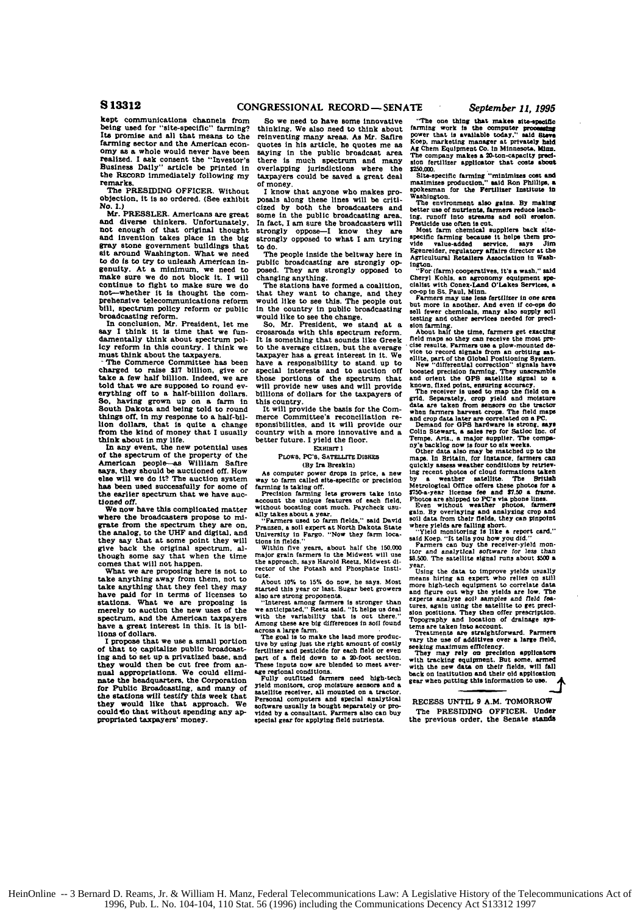kept communications channels from being used for "site-specific" farming? Its promise and all that means to the farming sector and the American economy as a whole would never have been realized. I ask consent the "Investor's Business Daily" article be printed in the RECORD immediately following my remarks.

The PRESIDING OFFICER. Without objection, it is so ordered. (See exhibit No. 1.)

Mr. PRESSLER. Americans are great and diverse thinkers. Unfortunately, not enough of that original thought and invention takes place in the big gray stone government buildings that sit around Washington. What we need to do is to try to unleash American ingenuity. At a minimum, we need to make sure we do not block it. I will continue to fight to make sure we do not—whether it is thought the comprehensive telecommunications reform bill, spectrum policy reform or public broadcasting reform.

In conclusion, Mr. President, let me say I think it is time that we fundamentally think about spectrum policy reform in this country. I think we must think about the taxpayers.

The Commerce Committee has been charged to raise $17 billion, give or take a few half billion. Indeed, we are told that we are supposed to round everything off to a half-billion dollars. So, having grown up on a farm in South Dakota and being told to round things off, in my response to a half-billion dollars, that is quite a change from the kind of money that I usually think about in my life.

In any event, the new potential uses of the spectrum of the property of the American people—as William Safire says, they should be auctioned off. How else will we do it? The auction system has been used successfully for some of the earlier spectrum that we have auctioned off.

We now have this complicated matter where the broadcasters propose to migrate from the spectrum they are on, the analog, to the UHF and digital, and they say that at some point they will give back the original spectrum, although some say that when the time comes that will not happen.

What we are proposing here is not to take anything away from them, not to take anything that they feel they may have paid for in terms of licenses to stations. What we are proposing is merely to auction the new uses of the spectrum, and the American taxpayers have a great interest in this. It is billions of dollars.

I propose that we use a small portion of that to capitalize public broadcasting and to set up a privatized base, and they would then be cut free from annual appropriations. We could eliminate the headquarters, the Corporation for Public Broadcasting, and many of the stations will testify this week that they would like that approach. We could do that without spending any appropriated taxpayers' money.

So we need to have some innovative thinking. We also need to think about reinventing many areas. As Mr. Safire quotes in his article, he quotes me as saying in the public broadcast area there is much spectrum and many overlapping jurisdictions where the taxpayers could be saved a great deal of money.

I know that anyone who makes proposals along these lines will be criticized by both the broadcasters and some in the public broadcasting area. In fact, I am sure the broadcasters will strongly oppose—I know they are strongly opposed to what I am trying to do.

The people inside the beltway here in public broadcasting are strongly opposed. They are strongly opposed to changing anything.

The stations have formed a coalition, that they want to change, and they would like to see this. The people out in the country in public broadcasting would like to see the change.

So, Mr. President, we stand at a crossroads with this spectrum reform. It is something that sounds like Greek to the average citizen, but the average taxpayer has a great interest in it. We have a responsibility to stand up to special interests and to auction off those portions of the spectrum that will provide new uses and will provide billions of dollars for the taxpayers of this country.

It will provide the basis for the Commerce Committee's reconciliation responsibilities, and it will provide our country with a more innovative and a better future. I yield the floor.

EXHIBIT 1

PLOWS, PC'S, SATELLITE DISHES

(By Ira Breskin)

As computer power drops in price, a new way to farm called site-specific or precision farming is taking off.

Precision farming lets growers take into account the unique features of each field, without boosting cost much. Paycheck usually takes about a year.

"Farmers used to farm fields," said David Franzen, a soil expert at North Dakota State University in Fargo. "Now they farm locations in fields."

Within five years, about half the 150,000 major grain farmers in the Midwest will use the approach, says Harold Reetz, Midwest director of the Potash and Phosphate Institute.

About 10% to 15% do now, he says. Most started this year or last. Sugar beet growers also are strong proponents.

"Interest among farmers is stronger than we anticipated," Reetz said. "It helps us deal with the variability that is out there." Among these are big differences in soil found across a large farm.

The goal is to make the land more productive by using just the right amount of costly fertilizer and pesticide for each field or even part of a field down to a 20-foot section. These inputs now are blended to meet average regional conditions.

Fully outfitted farmers need high-tech yield monitors, crop moisture sensors and a satellite receiver, all mounted on a tractor. Personal computers and special analytical software usually is bought separately or provided by a consultant. Farmers also can buy special gear for applying field nutrients.

"The one thing that makes site-specific farming work is the computer processing power that is available today," said Steve Koep, marketing manager at privately held Ag Chem Equipment Co. in Minnesota, Minn. The company makes a 20-ton-capacity precision fertilizer applicator that costs about $250,000.

Site-specific farming "minimizes cost and maximizes production," said Ron Phillips, a spokesman for the Fertilizer Institute in Washington.

The environment also gains. By making better use of nutrients, farmers reduce leaching, runoff into streams and soil erosion. Pesticide use often is cut.

Most farm chemical suppliers back site-specific farming because it helps them provide value-added service, says Jim Egenreider, regulatory affairs director at the Agricultural Retailers Association in Washington.

"For (farm) cooperatives, it's a wash," said Cheryl Kohls, an agronomy equipment specialist with Conex-Land O'Lakes Services, a co-op in St. Paul, Minn.

Farmers may use less fertilizer in one area but more in another. And even if co-ops do sell fewer chemicals, many also supply soil testing and other services needed for precision farming.

About half the time, farmers get exacting field maps so they can receive the most precise results. Farmers use a plow-mounted device to record signals from an orbiting satellite, part of the Global Positioning System.

New "differential correction" signals have boosted precision farming. They unscramble and orient the GPS satellite signal to a known, fixed point, ensuring accuracy.

The receiver is used to map the field on a grid. Separately, crop yield and moisture data are taken from sensors on the tractor when farmers harvest crops. The field maps and crop data later are correlated on a PC.

Demand for GPS hardware is strong, says Colin Stewart, a sales rep for Satloc Inc. of Tempe, Ariz., a major supplier. The company's backlog now is four to six weeks.

Other data also may be matched up to the maps. In Britain, for instance, farmers can quickly assess weather conditions by retrieving recent photos of cloud formations taken by a weather satellite. The British Metrological Office offers these photos for a $750-a-year license fee and $7.50 a frame. Photos are shipped to PC's via phone lines.

Even without weather photos, farmers gain. By overlaying and analyzing crop and soil data from their fields, they can pinpoint where yields are falling short.

"Yield monitoring is like a report card," said Koep. "It tells you how you did."

Farmers can buy the receiver-yield monitor and analytical software for less than $8,500. The satellite signal runs about $500 a year.

Using the data to improve yields usually means hiring an expert who relies on still more high-tech equipment to correlate data and figure out why the yields are low. The experts analyze soil samples and field features, again using the satellite to get precision positions. They then offer prescription. Topography and location of drainage systems are taken into account.

Treatments are straightforward. Farmers vary the use of additives over a large field, seeking maximum efficiency.

They may rely on precision applicators with tracking equipment. But some, armed with the new data on their fields, will fall back on institution and their old application gear when putting this information to use.

## RECESS UNTIL 9 A.M. TOMORROW

The PRESIDING OFFICER. Under the previous order, the Senate stands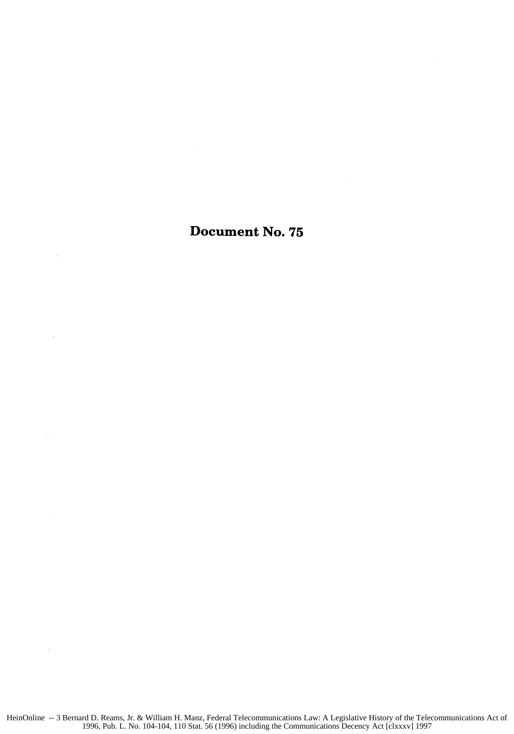# Document No. 75